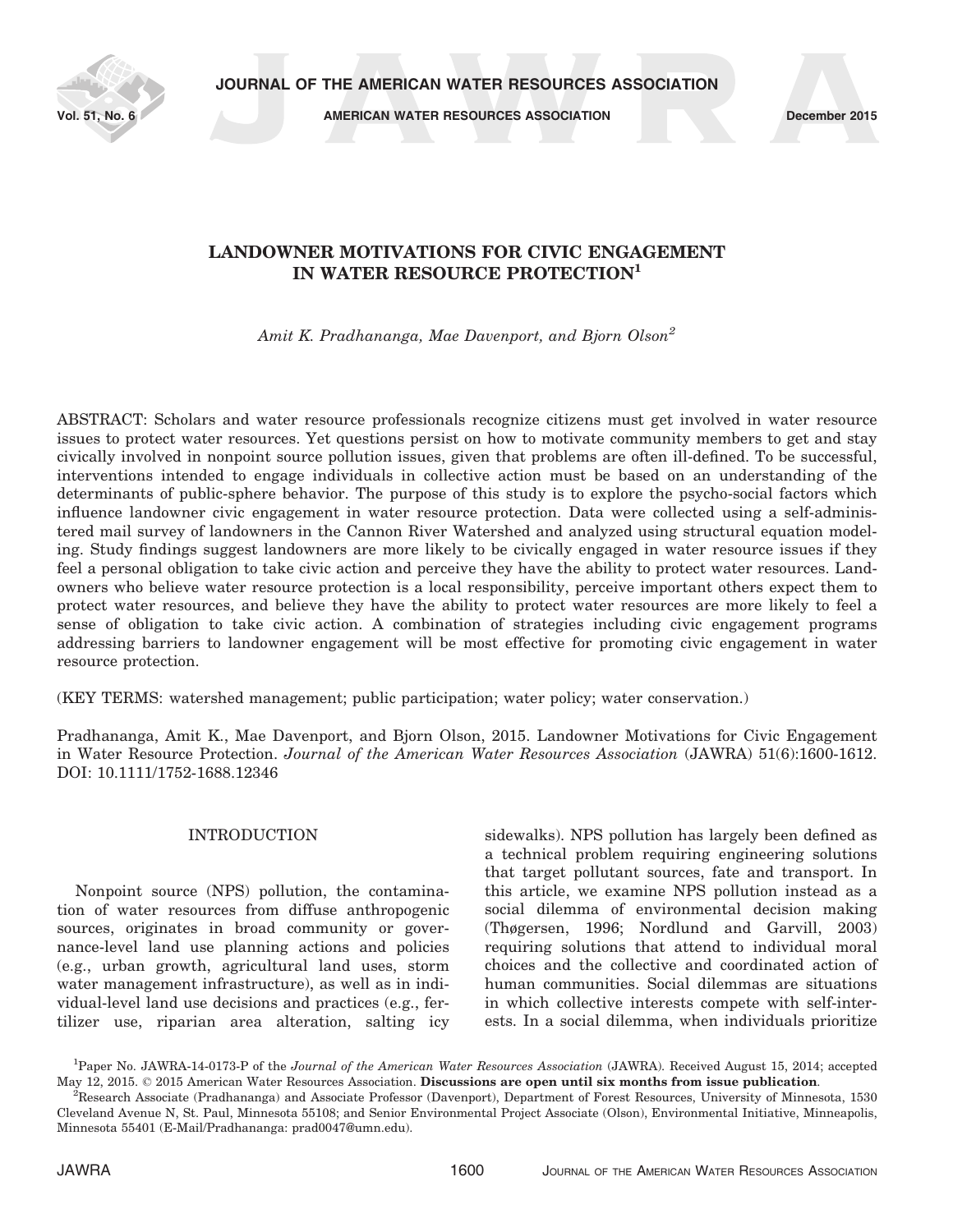# LANDOWNER MOTIVATIONS FOR CIVIC ENGAGEMENT IN WATER RESOURCE PROTECTION[1]

*Amit K. Pradhananga, Mae Davenport, and Bjorn Olson[2]*

ABSTRACT: Scholars and water resource professionals recognize citizens must get involved in water resource issues to protect water resources. Yet questions persist on how to motivate community members to get and stay civically involved in nonpoint source pollution issues, given that problems are often ill-defined. To be successful, interventions intended to engage individuals in collective action must be based on an understanding of the determinants of public-sphere behavior. The purpose of this study is to explore the psycho-social factors which influence landowner civic engagement in water resource protection. Data were collected using a self-administered mail survey of landowners in the Cannon River Watershed and analyzed using structural equation modeling. Study findings suggest landowners are more likely to be civically engaged in water resource issues if they feel a personal obligation to take civic action and perceive they have the ability to protect water resources. Landowners who believe water resource protection is a local responsibility, perceive important others expect them to protect water resources, and believe they have the ability to protect water resources are more likely to feel a sense of obligation to take civic action. A combination of strategies including civic engagement programs addressing barriers to landowner engagement will be most effective for promoting civic engagement in water resource protection.

(KEY TERMS: watershed management; public participation; water policy; water conservation.)

Pradhananga, Amit K., Mae Davenport, and Bjorn Olson, 2015. Landowner Motivations for Civic Engagement in Water Resource Protection. *Journal of the American Water Resources Association* (JAWRA) 51(6):1600-1612. DOI: 10.1111/1752-1688.12346

## INTRODUCTION

Nonpoint source (NPS) pollution, the contamination of water resources from diffuse anthropogenic sources, originates in broad community or governance-level land use planning actions and policies (e.g., urban growth, agricultural land uses, storm water management infrastructure), as well as in individual-level land use decisions and practices (e.g., fertilizer use, riparian area alteration, salting icy sidewalks). NPS pollution has largely been defined as a technical problem requiring engineering solutions that target pollutant sources, fate and transport. In this article, we examine NPS pollution instead as a social dilemma of environmental decision making (Thøgersen, 1996; Nordlund and Garvill, 2003) requiring solutions that attend to individual moral choices and the collective and coordinated action of human communities. Social dilemmas are situations in which collective interests compete with self-interests. In a social dilemma, when individuals prioritize

[1]Paper No. JAWRA-14-0173-P of the *Journal of the American Water Resources Association* (JAWRA). Received August 15, 2014; accepted May 12, 2015. © 2015 American Water Resources Association. **Discussions are open until six months from issue publication**.

[2]Research Associate (Pradhananga) and Associate Professor (Davenport), Department of Forest Resources, University of Minnesota, 1530 Cleveland Avenue N, St. Paul, Minnesota 55108; and Senior Environmental Project Associate (Olson), Environmental Initiative, Minneapolis, Minnesota 55401 (E-Mail/Pradhananga: prad0047@umn.edu).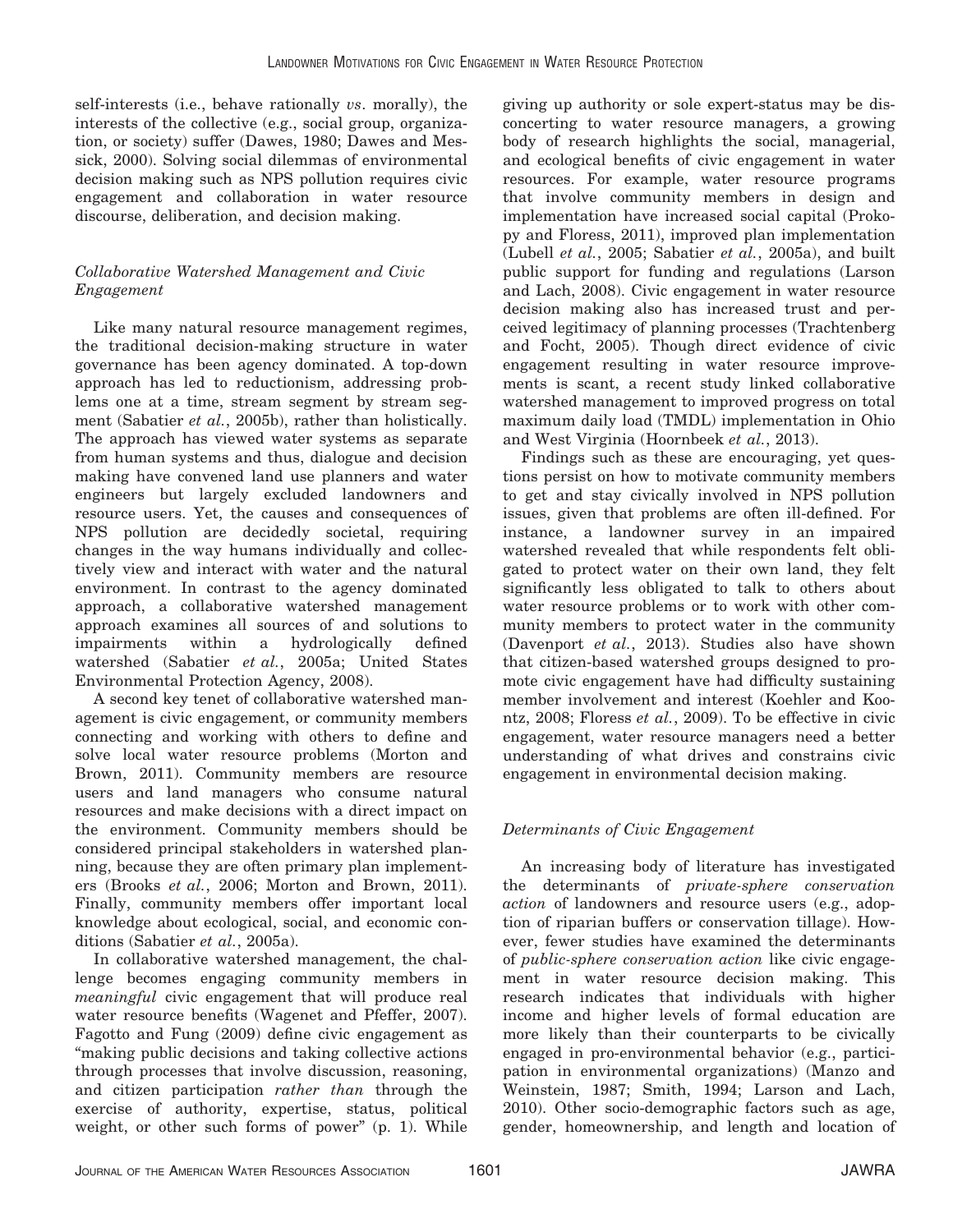self-interests (i.e., behave rationally *vs*. morally), the interests of the collective (e.g., social group, organization, or society) suffer (Dawes, 1980; Dawes and Messick, 2000). Solving social dilemmas of environmental decision making such as NPS pollution requires civic engagement and collaboration in water resource discourse, deliberation, and decision making.

### *Collaborative Watershed Management and Civic Engagement*

Like many natural resource management regimes, the traditional decision-making structure in water governance has been agency dominated. A top-down approach has led to reductionism, addressing problems one at a time, stream segment by stream segment (Sabatier *et al.*, 2005b), rather than holistically. The approach has viewed water systems as separate from human systems and thus, dialogue and decision making have convened land use planners and water engineers but largely excluded landowners and resource users. Yet, the causes and consequences of NPS pollution are decidedly societal, requiring changes in the way humans individually and collectively view and interact with water and the natural environment. In contrast to the agency dominated approach, a collaborative watershed management approach examines all sources of and solutions to impairments within a hydrologically defined watershed (Sabatier *et al.*, 2005a; United States Environmental Protection Agency, 2008).

A second key tenet of collaborative watershed management is civic engagement, or community members connecting and working with others to define and solve local water resource problems (Morton and Brown, 2011). Community members are resource users and land managers who consume natural resources and make decisions with a direct impact on the environment. Community members should be considered principal stakeholders in watershed planning, because they are often primary plan implementers (Brooks *et al.*, 2006; Morton and Brown, 2011). Finally, community members offer important local knowledge about ecological, social, and economic conditions (Sabatier *et al.*, 2005a).

In collaborative watershed management, the challenge becomes engaging community members in *meaningful* civic engagement that will produce real water resource benefits (Wagenet and Pfeffer, 2007). Fagotto and Fung (2009) define civic engagement as "making public decisions and taking collective actions through processes that involve discussion, reasoning, and citizen participation *rather than* through the exercise of authority, expertise, status, political weight, or other such forms of power" (p. 1). While giving up authority or sole expert-status may be disconcerting to water resource managers, a growing body of research highlights the social, managerial, and ecological benefits of civic engagement in water resources. For example, water resource programs that involve community members in design and implementation have increased social capital (Prokopy and Floress, 2011), improved plan implementation (Lubell *et al.*, 2005; Sabatier *et al.*, 2005a), and built public support for funding and regulations (Larson and Lach, 2008). Civic engagement in water resource decision making also has increased trust and perceived legitimacy of planning processes (Trachtenberg and Focht, 2005). Though direct evidence of civic engagement resulting in water resource improvements is scant, a recent study linked collaborative watershed management to improved progress on total maximum daily load (TMDL) implementation in Ohio and West Virginia (Hoornbeek *et al.*, 2013).

Findings such as these are encouraging, yet questions persist on how to motivate community members to get and stay civically involved in NPS pollution issues, given that problems are often ill-defined. For instance, a landowner survey in an impaired watershed revealed that while respondents felt obligated to protect water on their own land, they felt significantly less obligated to talk to others about water resource problems or to work with other community members to protect water in the community (Davenport *et al.*, 2013). Studies also have shown that citizen-based watershed groups designed to promote civic engagement have had difficulty sustaining member involvement and interest (Koehler and Koontz, 2008; Floress *et al.*, 2009). To be effective in civic engagement, water resource managers need a better understanding of what drives and constrains civic engagement in environmental decision making.

### *Determinants of Civic Engagement*

An increasing body of literature has investigated the determinants of *private-sphere conservation action* of landowners and resource users (e.g., adoption of riparian buffers or conservation tillage). However, fewer studies have examined the determinants of *public-sphere conservation action* like civic engagement in water resource decision making. This research indicates that individuals with higher income and higher levels of formal education are more likely than their counterparts to be civically engaged in pro-environmental behavior (e.g., participation in environmental organizations) (Manzo and Weinstein, 1987; Smith, 1994; Larson and Lach, 2010). Other socio-demographic factors such as age, gender, homeownership, and length and location of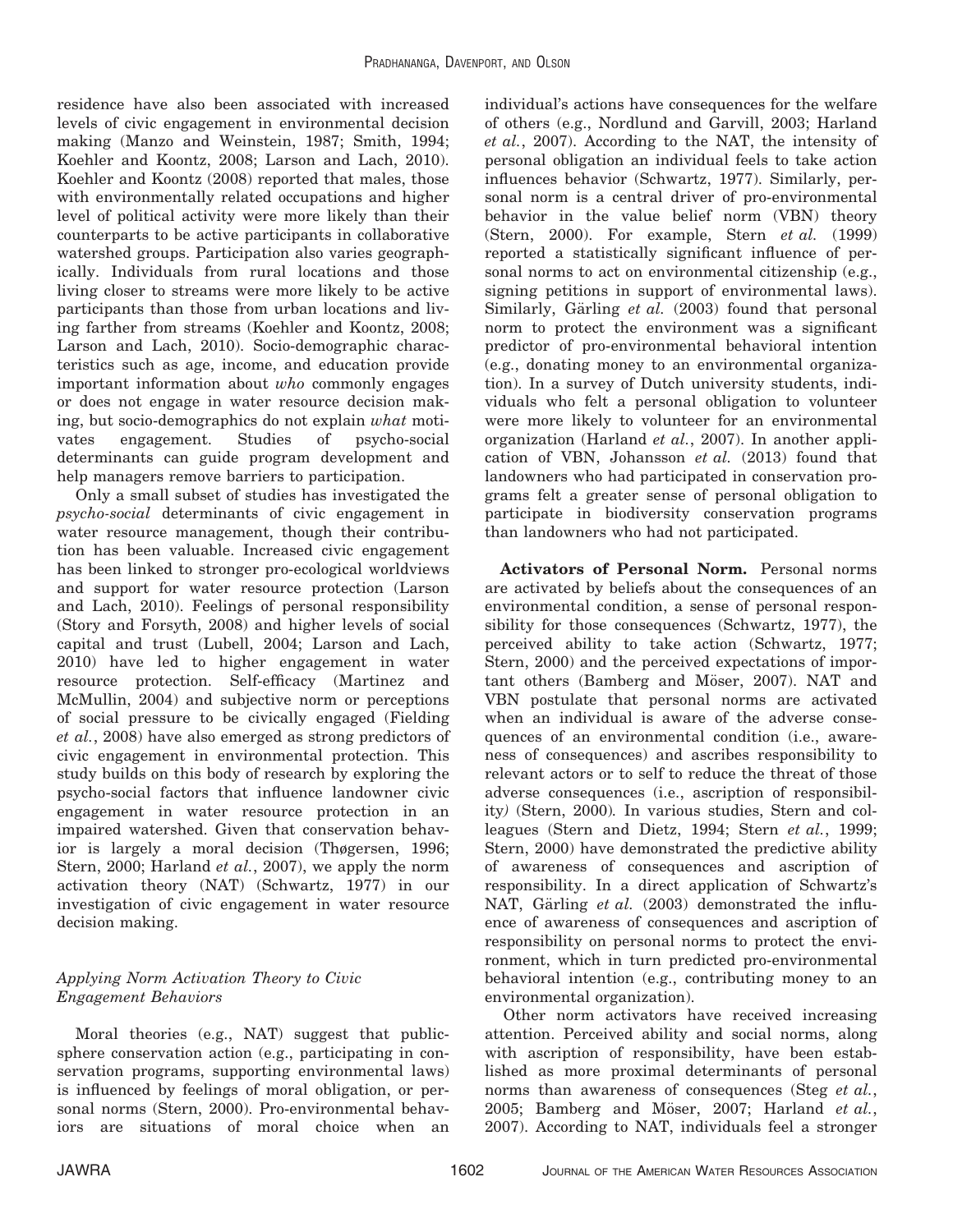residence have also been associated with increased levels of civic engagement in environmental decision making (Manzo and Weinstein, 1987; Smith, 1994; Koehler and Koontz, 2008; Larson and Lach, 2010). Koehler and Koontz (2008) reported that males, those with environmentally related occupations and higher level of political activity were more likely than their counterparts to be active participants in collaborative watershed groups. Participation also varies geographically. Individuals from rural locations and those living closer to streams were more likely to be active participants than those from urban locations and living farther from streams (Koehler and Koontz, 2008; Larson and Lach, 2010). Socio-demographic characteristics such as age, income, and education provide important information about *who* commonly engages or does not engage in water resource decision making, but socio-demographics do not explain *what* motivates engagement. Studies of psycho-social determinants can guide program development and help managers remove barriers to participation.

Only a small subset of studies has investigated the *psycho-social* determinants of civic engagement in water resource management, though their contribution has been valuable. Increased civic engagement has been linked to stronger pro-ecological worldviews and support for water resource protection (Larson and Lach, 2010). Feelings of personal responsibility (Story and Forsyth, 2008) and higher levels of social capital and trust (Lubell, 2004; Larson and Lach, 2010) have led to higher engagement in water resource protection. Self-efficacy (Martinez and McMullin, 2004) and subjective norm or perceptions of social pressure to be civically engaged (Fielding *et al.*, 2008) have also emerged as strong predictors of civic engagement in environmental protection. This study builds on this body of research by exploring the psycho-social factors that influence landowner civic engagement in water resource protection in an impaired watershed. Given that conservation behavior is largely a moral decision (Thøgersen, 1996; Stern, 2000; Harland *et al.*, 2007), we apply the norm activation theory (NAT) (Schwartz, 1977) in our investigation of civic engagement in water resource decision making.

### *Applying Norm Activation Theory to Civic Engagement Behaviors*

Moral theories (e.g., NAT) suggest that public-sphere conservation action (e.g., participating in conservation programs, supporting environmental laws) is influenced by feelings of moral obligation, or personal norms (Stern, 2000). Pro-environmental behaviors are situations of moral choice when an individual's actions have consequences for the welfare of others (e.g., Nordlund and Garvill, 2003; Harland *et al.*, 2007). According to the NAT, the intensity of personal obligation an individual feels to take action influences behavior (Schwartz, 1977). Similarly, personal norm is a central driver of pro-environmental behavior in the value belief norm (VBN) theory (Stern, 2000). For example, Stern *et al.* (1999) reported a statistically significant influence of personal norms to act on environmental citizenship (e.g., signing petitions in support of environmental laws). Similarly, Gärling *et al.* (2003) found that personal norm to protect the environment was a significant predictor of pro-environmental behavioral intention (e.g., donating money to an environmental organization). In a survey of Dutch university students, individuals who felt a personal obligation to volunteer were more likely to volunteer for an environmental organization (Harland *et al.*, 2007). In another application of VBN, Johansson *et al.* (2013) found that landowners who had participated in conservation programs felt a greater sense of personal obligation to participate in biodiversity conservation programs than landowners who had not participated.

**Activators of Personal Norm.** Personal norms are activated by beliefs about the consequences of an environmental condition, a sense of personal responsibility for those consequences (Schwartz, 1977), the perceived ability to take action (Schwartz, 1977; Stern, 2000) and the perceived expectations of important others (Bamberg and Möser, 2007). NAT and VBN postulate that personal norms are activated when an individual is aware of the adverse consequences of an environmental condition (i.e., awareness of consequences) and ascribes responsibility to relevant actors or to self to reduce the threat of those adverse consequences (i.e., ascription of responsibility) (Stern, 2000). In various studies, Stern and colleagues (Stern and Dietz, 1994; Stern *et al.*, 1999; Stern, 2000) have demonstrated the predictive ability of awareness of consequences and ascription of responsibility. In a direct application of Schwartz's NAT, Gärling *et al.* (2003) demonstrated the influence of awareness of consequences and ascription of responsibility on personal norms to protect the environment, which in turn predicted pro-environmental behavioral intention (e.g., contributing money to an environmental organization).

Other norm activators have received increasing attention. Perceived ability and social norms, along with ascription of responsibility, have been established as more proximal determinants of personal norms than awareness of consequences (Steg *et al.*, 2005; Bamberg and Möser, 2007; Harland *et al.*, 2007). According to NAT, individuals feel a stronger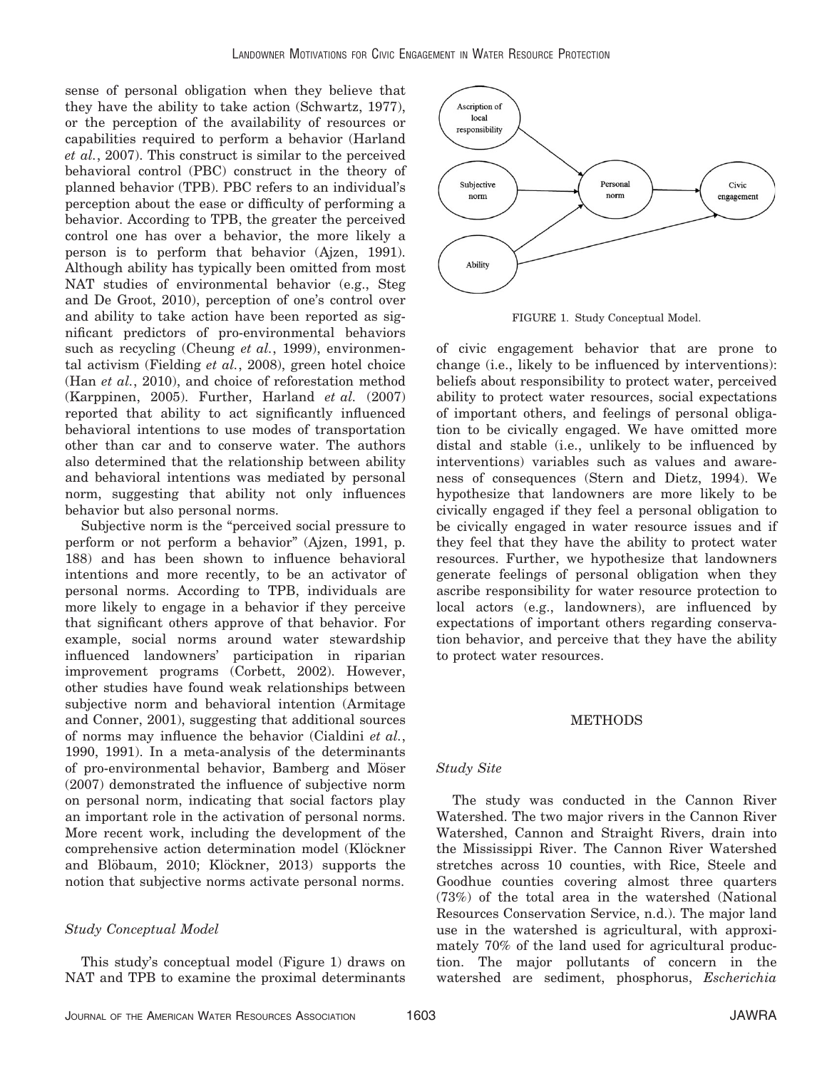sense of personal obligation when they believe that they have the ability to take action (Schwartz, 1977), or the perception of the availability of resources or capabilities required to perform a behavior (Harland *et al.*, 2007). This construct is similar to the perceived behavioral control (PBC) construct in the theory of planned behavior (TPB). PBC refers to an individual's perception about the ease or difficulty of performing a behavior. According to TPB, the greater the perceived control one has over a behavior, the more likely a person is to perform that behavior (Ajzen, 1991). Although ability has typically been omitted from most NAT studies of environmental behavior (e.g., Steg and De Groot, 2010), perception of one's control over and ability to take action have been reported as significant predictors of pro-environmental behaviors such as recycling (Cheung *et al.*, 1999), environmental activism (Fielding *et al.*, 2008), green hotel choice (Han *et al.*, 2010), and choice of reforestation method (Karppinen, 2005). Further, Harland *et al.* (2007) reported that ability to act significantly influenced behavioral intentions to use modes of transportation other than car and to conserve water. The authors also determined that the relationship between ability and behavioral intentions was mediated by personal norm, suggesting that ability not only influences behavior but also personal norms.

Subjective norm is the "perceived social pressure to perform or not perform a behavior" (Ajzen, 1991, p. 188) and has been shown to influence behavioral intentions and more recently, to be an activator of personal norms. According to TPB, individuals are more likely to engage in a behavior if they perceive that significant others approve of that behavior. For example, social norms around water stewardship influenced landowners' participation in riparian improvement programs (Corbett, 2002). However, other studies have found weak relationships between subjective norm and behavioral intention (Armitage and Conner, 2001), suggesting that additional sources of norms may influence the behavior (Cialdini *et al.*, 1990, 1991). In a meta-analysis of the determinants of pro-environmental behavior, Bamberg and Möser (2007) demonstrated the influence of subjective norm on personal norm, indicating that social factors play an important role in the activation of personal norms. More recent work, including the development of the comprehensive action determination model (Klöckner and Blöbaum, 2010; Klöckner, 2013) supports the notion that subjective norms activate personal norms.

### *Study Conceptual Model*

This study's conceptual model (Figure 1) draws on NAT and TPB to examine the proximal determinants of civic engagement behavior that are prone to change (i.e., likely to be influenced by interventions): beliefs about responsibility to protect water, perceived ability to protect water resources, social expectations of important others, and feelings of personal obligation to be civically engaged. We have omitted more distal and stable (i.e., unlikely to be influenced by interventions) variables such as values and awareness of consequences (Stern and Dietz, 1994). We hypothesize that landowners are more likely to be civically engaged if they feel a personal obligation to be civically engaged in water resource issues and if they feel that they have the ability to protect water resources. Further, we hypothesize that landowners generate feelings of personal obligation when they ascribe responsibility for water resource protection to local actors (e.g., landowners), are influenced by expectations of important others regarding conservation behavior, and perceive that they have the ability to protect water resources.

FIGURE 1. Study Conceptual Model.

## METHODS

### *Study Site*

The study was conducted in the Cannon River Watershed. The two major rivers in the Cannon River Watershed, Cannon and Straight Rivers, drain into the Mississippi River. The Cannon River Watershed stretches across 10 counties, with Rice, Steele and Goodhue counties covering almost three quarters (73%) of the total area in the watershed (National Resources Conservation Service, n.d.). The major land use in the watershed is agricultural, with approximately 70% of the land used for agricultural production. The major pollutants of concern in the watershed are sediment, phosphorus, *Escherichia*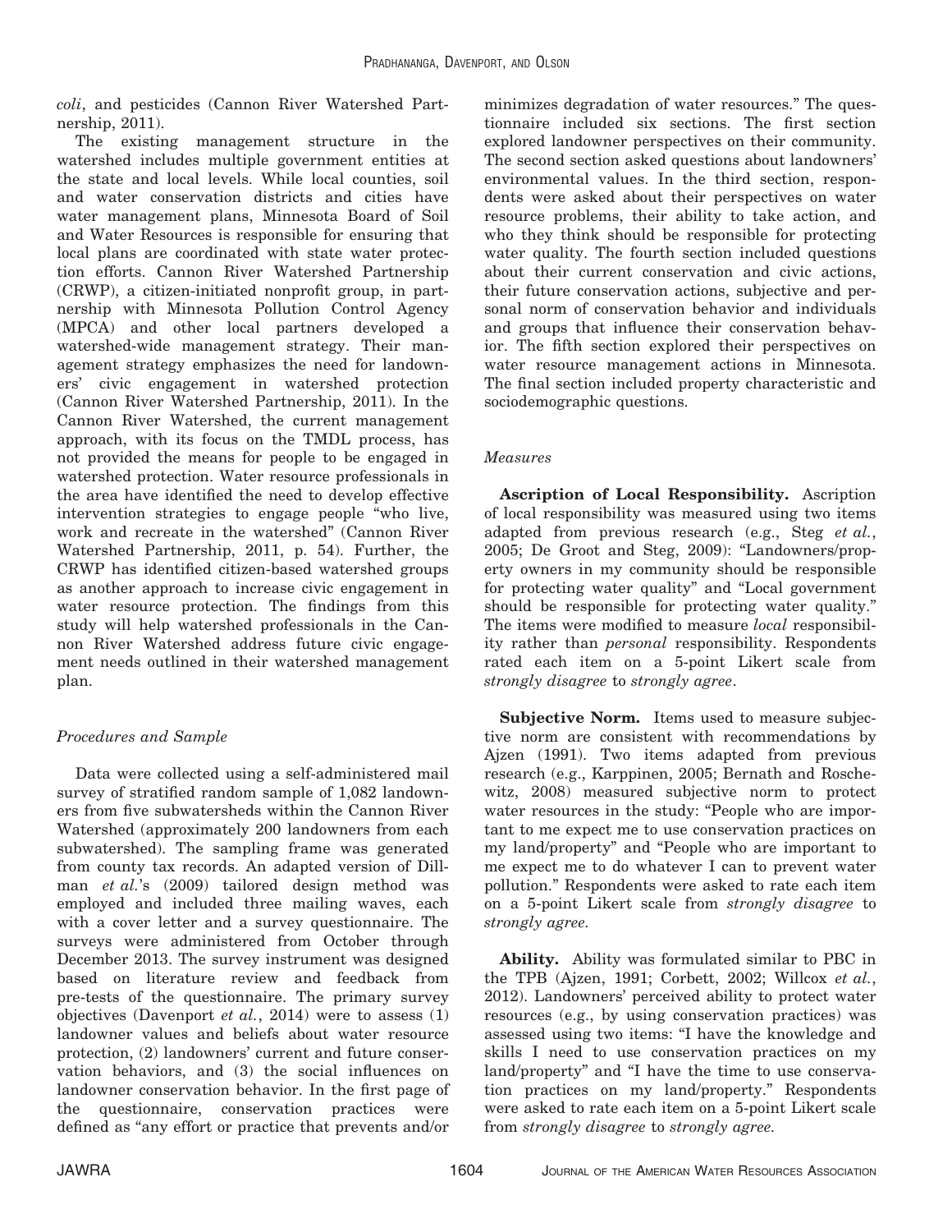*coli*, and pesticides (Cannon River Watershed Partnership, 2011).

The existing management structure in the watershed includes multiple government entities at the state and local levels. While local counties, soil and water conservation districts and cities have water management plans, Minnesota Board of Soil and Water Resources is responsible for ensuring that local plans are coordinated with state water protection efforts. Cannon River Watershed Partnership (CRWP), a citizen-initiated nonprofit group, in partnership with Minnesota Pollution Control Agency (MPCA) and other local partners developed a watershed-wide management strategy. Their management strategy emphasizes the need for landowners' civic engagement in watershed protection (Cannon River Watershed Partnership, 2011). In the Cannon River Watershed, the current management approach, with its focus on the TMDL process, has not provided the means for people to be engaged in watershed protection. Water resource professionals in the area have identified the need to develop effective intervention strategies to engage people "who live, work and recreate in the watershed" (Cannon River Watershed Partnership, 2011, p. 54). Further, the CRWP has identified citizen-based watershed groups as another approach to increase civic engagement in water resource protection. The findings from this study will help watershed professionals in the Cannon River Watershed address future civic engagement needs outlined in their watershed management plan.

### *Procedures and Sample*

Data were collected using a self-administered mail survey of stratified random sample of 1,082 landowners from five subwatersheds within the Cannon River Watershed (approximately 200 landowners from each subwatershed). The sampling frame was generated from county tax records. An adapted version of Dillman *et al.*'s (2009) tailored design method was employed and included three mailing waves, each with a cover letter and a survey questionnaire. The surveys were administered from October through December 2013. The survey instrument was designed based on literature review and feedback from pre-tests of the questionnaire. The primary survey objectives (Davenport *et al.*, 2014) were to assess (1) landowner values and beliefs about water resource protection, (2) landowners' current and future conservation behaviors, and (3) the social influences on landowner conservation behavior. In the first page of the questionnaire, conservation practices were defined as "any effort or practice that prevents and/or minimizes degradation of water resources." The questionnaire included six sections. The first section explored landowner perspectives on their community. The second section asked questions about landowners' environmental values. In the third section, respondents were asked about their perspectives on water resource problems, their ability to take action, and who they think should be responsible for protecting water quality. The fourth section included questions about their current conservation and civic actions, their future conservation actions, subjective and personal norm of conservation behavior and individuals and groups that influence their conservation behavior. The fifth section explored their perspectives on water resource management actions in Minnesota. The final section included property characteristic and sociodemographic questions.

### *Measures*

**Ascription of Local Responsibility.** Ascription of local responsibility was measured using two items adapted from previous research (e.g., Steg *et al.*, 2005; De Groot and Steg, 2009): "Landowners/property owners in my community should be responsible for protecting water quality" and "Local government should be responsible for protecting water quality." The items were modified to measure *local* responsibility rather than *personal* responsibility. Respondents rated each item on a 5-point Likert scale from *strongly disagree* to *strongly agree*.

**Subjective Norm.** Items used to measure subjective norm are consistent with recommendations by Ajzen (1991). Two items adapted from previous research (e.g., Karppinen, 2005; Bernath and Roschewitz, 2008) measured subjective norm to protect water resources in the study: "People who are important to me expect me to use conservation practices on my land/property" and "People who are important to me expect me to do whatever I can to prevent water pollution." Respondents were asked to rate each item on a 5-point Likert scale from *strongly disagree* to *strongly agree.*

**Ability.** Ability was formulated similar to PBC in the TPB (Ajzen, 1991; Corbett, 2002; Willcox *et al.*, 2012). Landowners' perceived ability to protect water resources (e.g., by using conservation practices) was assessed using two items: "I have the knowledge and skills I need to use conservation practices on my land/property" and "I have the time to use conservation practices on my land/property." Respondents were asked to rate each item on a 5-point Likert scale from *strongly disagree* to *strongly agree.*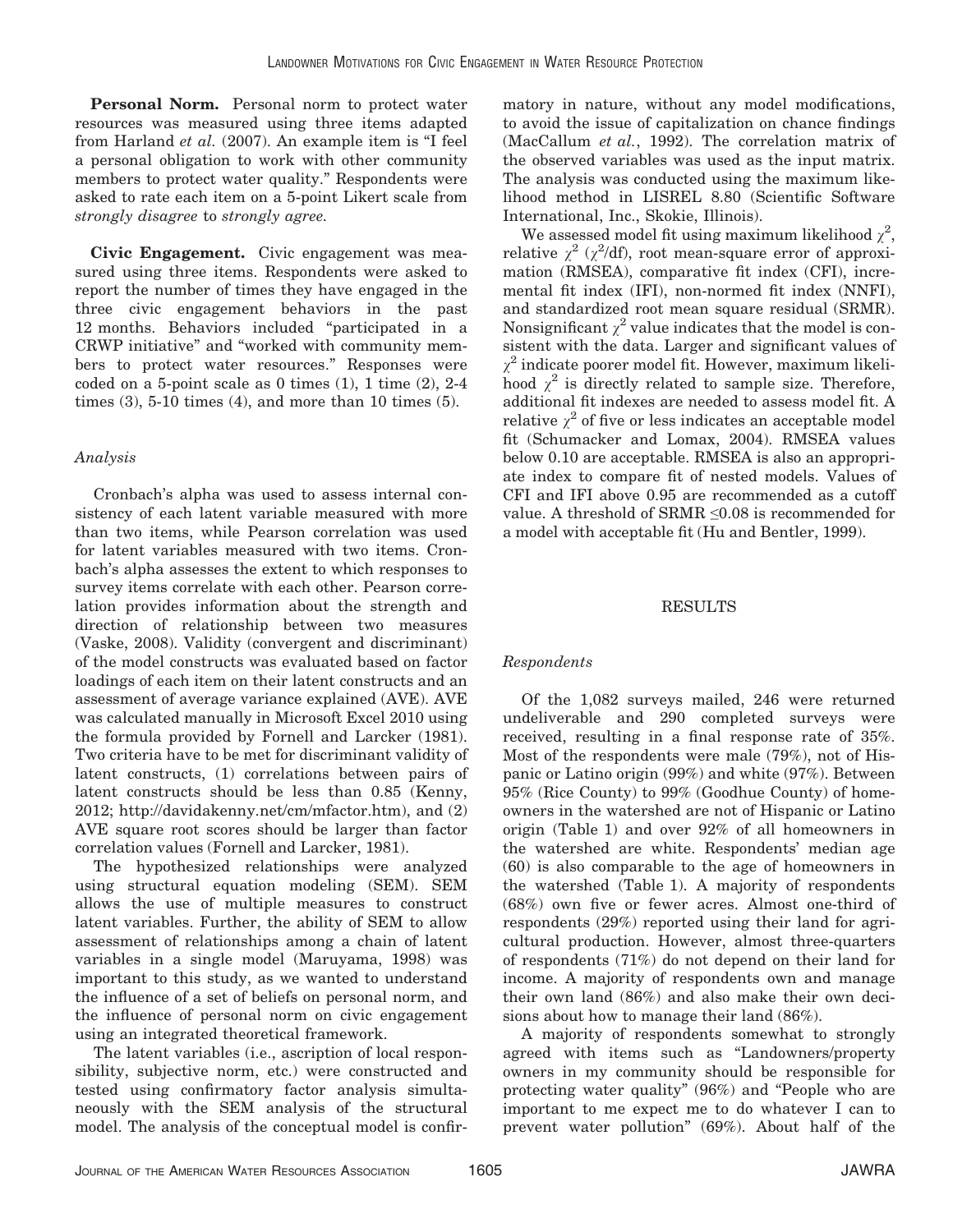**Personal Norm.** Personal norm to protect water resources was measured using three items adapted from Harland *et al.* (2007). An example item is "I feel a personal obligation to work with other community members to protect water quality." Respondents were asked to rate each item on a 5-point Likert scale from *strongly disagree* to *strongly agree.*

**Civic Engagement.** Civic engagement was measured using three items. Respondents were asked to report the number of times they have engaged in the three civic engagement behaviors in the past 12 months. Behaviors included "participated in a CRWP initiative" and "worked with community members to protect water resources." Responses were coded on a 5-point scale as 0 times (1), 1 time (2), 2-4 times (3), 5-10 times (4), and more than 10 times (5).

### *Analysis*

Cronbach's alpha was used to assess internal consistency of each latent variable measured with more than two items, while Pearson correlation was used for latent variables measured with two items. Cronbach's alpha assesses the extent to which responses to survey items correlate with each other. Pearson correlation provides information about the strength and direction of relationship between two measures (Vaske, 2008). Validity (convergent and discriminant) of the model constructs was evaluated based on factor loadings of each item on their latent constructs and an assessment of average variance explained (AVE). AVE was calculated manually in Microsoft Excel 2010 using the formula provided by Fornell and Larcker (1981). Two criteria have to be met for discriminant validity of latent constructs, (1) correlations between pairs of latent constructs should be less than 0.85 (Kenny, 2012; http://davidakenny.net/cm/mfactor.htm), and (2) AVE square root scores should be larger than factor correlation values (Fornell and Larcker, 1981).

The hypothesized relationships were analyzed using structural equation modeling (SEM). SEM allows the use of multiple measures to construct latent variables. Further, the ability of SEM to allow assessment of relationships among a chain of latent variables in a single model (Maruyama, 1998) was important to this study, as we wanted to understand the influence of a set of beliefs on personal norm, and the influence of personal norm on civic engagement using an integrated theoretical framework.

The latent variables (i.e., ascription of local responsibility, subjective norm, etc.) were constructed and tested using confirmatory factor analysis simultaneously with the SEM analysis of the structural model. The analysis of the conceptual model is confirmatory in nature, without any model modifications, to avoid the issue of capitalization on chance findings (MacCallum *et al.*, 1992). The correlation matrix of the observed variables was used as the input matrix. The analysis was conducted using the maximum likelihood method in LISREL 8.80 (Scientific Software International, Inc., Skokie, Illinois).

We assessed model fit using maximum likelihood $\chi^2$, relative $\chi^2$ ($\chi^2$/df), root mean-square error of approximation (RMSEA), comparative fit index (CFI), incremental fit index (IFI), non-normed fit index (NNFI), and standardized root mean square residual (SRMR). Nonsignificant $\chi^2$ value indicates that the model is consistent with the data. Larger and significant values of $\chi^2$ indicate poorer model fit. However, maximum likelihood $\chi^2$ is directly related to sample size. Therefore, additional fit indexes are needed to assess model fit. A relative $\chi^2$ of five or less indicates an acceptable model fit (Schumacker and Lomax, 2004). RMSEA values below 0.10 are acceptable. RMSEA is also an appropriate index to compare fit of nested models. Values of CFI and IFI above 0.95 are recommended as a cutoff value. A threshold of SRMR $\leq$0.08 is recommended for a model with acceptable fit (Hu and Bentler, 1999).

## RESULTS

### *Respondents*

Of the 1,082 surveys mailed, 246 were returned undeliverable and 290 completed surveys were received, resulting in a final response rate of 35%. Most of the respondents were male (79%), not of Hispanic or Latino origin (99%) and white (97%). Between 95% (Rice County) to 99% (Goodhue County) of homeowners in the watershed are not of Hispanic or Latino origin (Table 1) and over 92% of all homeowners in the watershed are white. Respondents' median age (60) is also comparable to the age of homeowners in the watershed (Table 1). A majority of respondents (68%) own five or fewer acres. Almost one-third of respondents (29%) reported using their land for agricultural production. However, almost three-quarters of respondents (71%) do not depend on their land for income. A majority of respondents own and manage their own land (86%) and also make their own decisions about how to manage their land (86%).

A majority of respondents somewhat to strongly agreed with items such as "Landowners/property owners in my community should be responsible for protecting water quality" (96%) and "People who are important to me expect me to do whatever I can to prevent water pollution" (69%). About half of the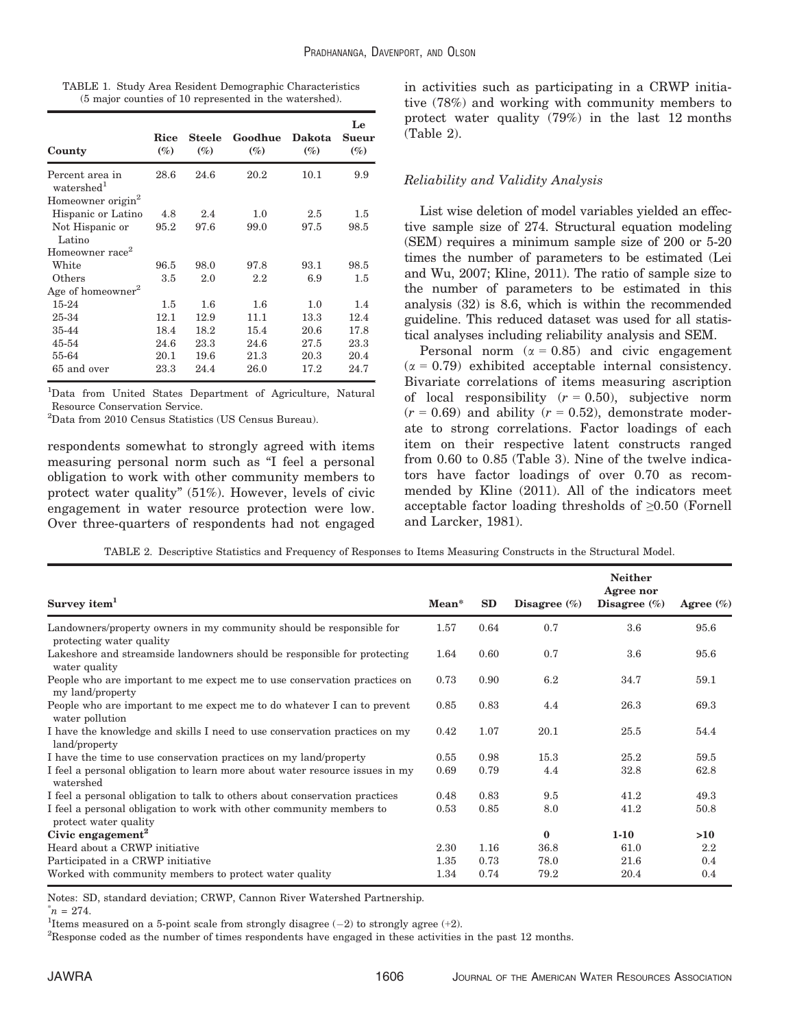TABLE 1. Study Area Resident Demographic Characteristics (5 major counties of 10 represented in the watershed).

| County | Rice (%) | Steele (%) | Goodhue (%) | Dakota (%) | Le Sueur (%) |
|---|---|---|---|---|---|
| Percent area in watershed[1] | 28.6 | 24.6 | 20.2 | 10.1 | 9.9 |
| Homeowner origin[2] | | | | | |
| Hispanic or Latino | 4.8 | 2.4 | 1.0 | 2.5 | 1.5 |
| Not Hispanic or Latino | 95.2 | 97.6 | 99.0 | 97.5 | 98.5 |
| Homeowner race[2] | | | | | |
| White | 96.5 | 98.0 | 97.8 | 93.1 | 98.5 |
| Others | 3.5 | 2.0 | 2.2 | 6.9 | 1.5 |
| Age of homeowner[2] | | | | | |
| 15-24 | 1.5 | 1.6 | 1.6 | 1.0 | 1.4 |
| 25-34 | 12.1 | 12.9 | 11.1 | 13.3 | 12.4 |
| 35-44 | 18.4 | 18.2 | 15.4 | 20.6 | 17.8 |
| 45-54 | 24.6 | 23.3 | 24.6 | 27.5 | 23.3 |
| 55-64 | 20.1 | 19.6 | 21.3 | 20.3 | 20.4 |
| 65 and over | 23.3 | 24.4 | 26.0 | 17.2 | 24.7 |

[1]Data from United States Department of Agriculture, Natural Resource Conservation Service.
[2]Data from 2010 Census Statistics (US Census Bureau).

respondents somewhat to strongly agreed with items measuring personal norm such as "I feel a personal obligation to work with other community members to protect water quality" (51%). However, levels of civic engagement in water resource protection were low. Over three-quarters of respondents had not engaged in activities such as participating in a CRWP initiative (78%) and working with community members to protect water quality (79%) in the last 12 months (Table 2).

### *Reliability and Validity Analysis*

List wise deletion of model variables yielded an effective sample size of 274. Structural equation modeling (SEM) requires a minimum sample size of 200 or 5-20 times the number of parameters to be estimated (Lei and Wu, 2007; Kline, 2011). The ratio of sample size to the number of parameters to be estimated in this analysis (32) is 8.6, which is within the recommended guideline. This reduced dataset was used for all statistical analyses including reliability analysis and SEM.

Personal norm ($\alpha = 0.85$) and civic engagement ($\alpha = 0.79$) exhibited acceptable internal consistency. Bivariate correlations of items measuring ascription of local responsibility ($r = 0.50$), subjective norm ($r = 0.69$) and ability ($r = 0.52$), demonstrate moderate to strong correlations. Factor loadings of each item on their respective latent constructs ranged from 0.60 to 0.85 (Table 3). Nine of the twelve indicators have factor loadings of over 0.70 as recommended by Kline (2011). All of the indicators meet acceptable factor loading thresholds of $\geq$0.50 (Fornell and Larcker, 1981).

TABLE 2. Descriptive Statistics and Frequency of Responses to Items Measuring Constructs in the Structural Model.

| Survey item[1] | Mean* | SD | Disagree (%) | Neither Agree nor Disagree (%) | Agree (%) |
|---|---|---|---|---|---|
| Landowners/property owners in my community should be responsible for protecting water quality | 1.57 | 0.64 | 0.7 | 3.6 | 95.6 |
| Lakeshore and streamside landowners should be responsible for protecting water quality | 1.64 | 0.60 | 0.7 | 3.6 | 95.6 |
| People who are important to me expect me to use conservation practices on my land/property | 0.73 | 0.90 | 6.2 | 34.7 | 59.1 |
| People who are important to me expect me to do whatever I can to prevent water pollution | 0.85 | 0.83 | 4.4 | 26.3 | 69.3 |
| I have the knowledge and skills I need to use conservation practices on my land/property | 0.42 | 1.07 | 20.1 | 25.5 | 54.4 |
| I have the time to use conservation practices on my land/property | 0.55 | 0.98 | 15.3 | 25.2 | 59.5 |
| I feel a personal obligation to learn more about water resource issues in my watershed | 0.69 | 0.79 | 4.4 | 32.8 | 62.8 |
| I feel a personal obligation to talk to others about conservation practices | 0.48 | 0.83 | 9.5 | 41.2 | 49.3 |
| I feel a personal obligation to work with other community members to protect water quality | 0.53 | 0.85 | 8.0 | 41.2 | 50.8 |
| **Civic engagement[2]** | | | **0** | **1-10** | **>10** |
| Heard about a CRWP initiative | 2.30 | 1.16 | 36.8 | 61.0 | 2.2 |
| Participated in a CRWP initiative | 1.35 | 0.73 | 78.0 | 21.6 | 0.4 |
| Worked with community members to protect water quality | 1.34 | 0.74 | 79.2 | 20.4 | 0.4 |

Notes: SD, standard deviation; CRWP, Cannon River Watershed Partnership.
*$n = 274$.
[1]Items measured on a 5-point scale from strongly disagree (−2) to strongly agree (+2).
[2]Response coded as the number of times respondents have engaged in these activities in the past 12 months.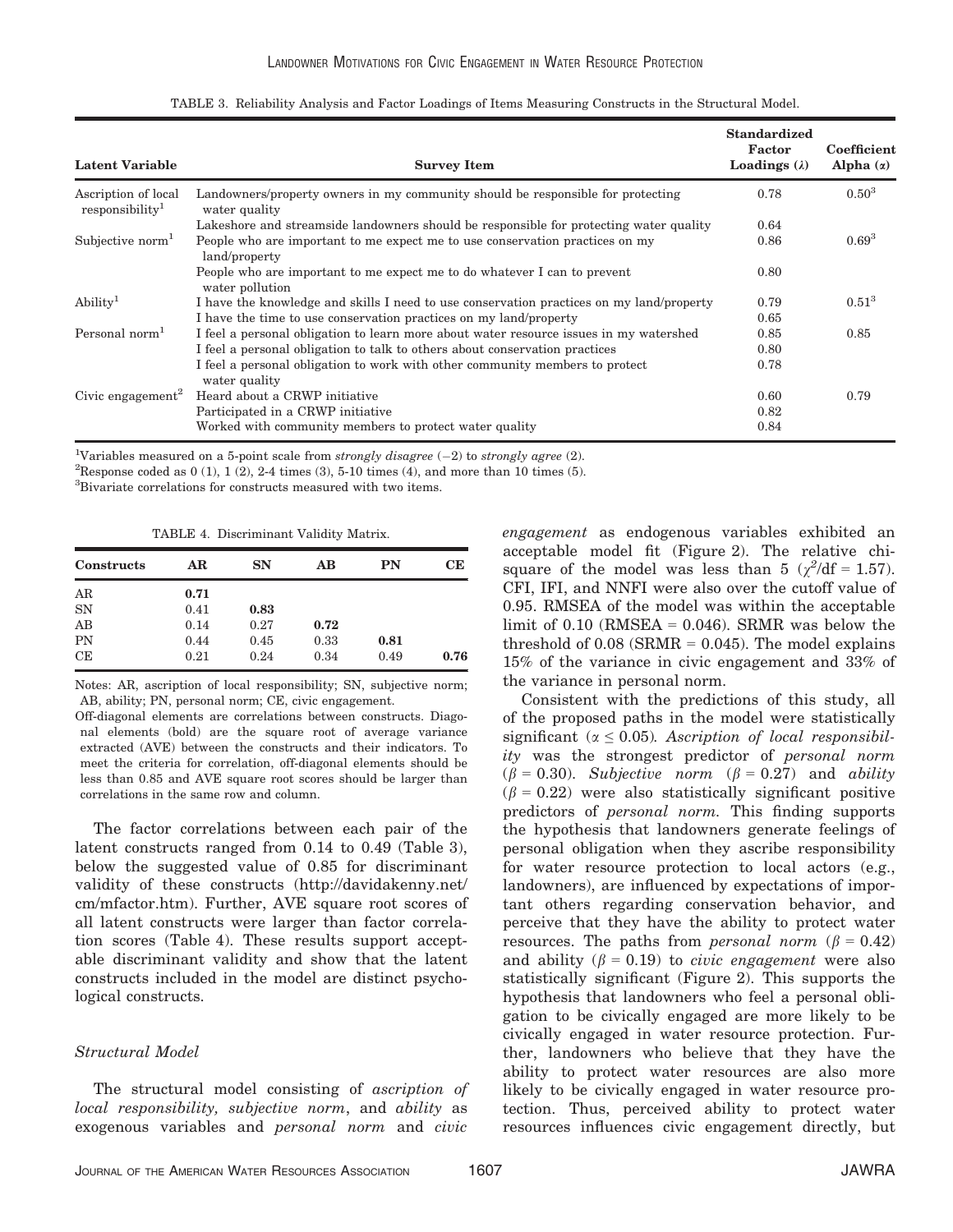TABLE 3. Reliability Analysis and Factor Loadings of Items Measuring Constructs in the Structural Model.

| Latent Variable | Survey Item | Standardized Factor Loadings ($\lambda$) | Coefficient Alpha ($\alpha$) |
|---|---|---|---|
| Ascription of local responsibility[1] | Landowners/property owners in my community should be responsible for protecting water quality | 0.78 | 0.50[3] |
| | Lakeshore and streamside landowners should be responsible for protecting water quality | 0.64 | |
| Subjective norm[1] | People who are important to me expect me to use conservation practices on my land/property | 0.86 | 0.69[3] |
| | People who are important to me expect me to do whatever I can to prevent water pollution | 0.80 | |
| Ability[1] | I have the knowledge and skills I need to use conservation practices on my land/property | 0.79 | 0.51[3] |
| | I have the time to use conservation practices on my land/property | 0.65 | |
| Personal norm[1] | I feel a personal obligation to learn more about water resource issues in my watershed | 0.85 | 0.85 |
| | I feel a personal obligation to talk to others about conservation practices | 0.80 | |
| | I feel a personal obligation to work with other community members to protect water quality | 0.78 | |
| Civic engagement[2] | Heard about a CRWP initiative | 0.60 | 0.79 |
| | Participated in a CRWP initiative | 0.82 | |
| | Worked with community members to protect water quality | 0.84 | |

[1]Variables measured on a 5-point scale from *strongly disagree* (−2) to *strongly agree* (2).
[2]Response coded as 0 (1), 1 (2), 2-4 times (3), 5-10 times (4), and more than 10 times (5).
[3]Bivariate correlations for constructs measured with two items.

TABLE 4. Discriminant Validity Matrix.

| Constructs | AR | SN | AB | PN | CE |
|---|---|---|---|---|---|
| AR | **0.71** | | | | |
| SN | 0.41 | **0.83** | | | |
| AB | 0.14 | 0.27 | **0.72** | | |
| PN | 0.44 | 0.45 | 0.33 | **0.81** | |
| CE | 0.21 | 0.24 | 0.34 | 0.49 | **0.76** |

Notes: AR, ascription of local responsibility; SN, subjective norm; AB, ability; PN, personal norm; CE, civic engagement.
Off-diagonal elements are correlations between constructs. Diagonal elements (bold) are the square root of average variance extracted (AVE) between the constructs and their indicators. To meet the criteria for correlation, off-diagonal elements should be less than 0.85 and AVE square root scores should be larger than correlations in the same row and column.

The factor correlations between each pair of the latent constructs ranged from 0.14 to 0.49 (Table 3), below the suggested value of 0.85 for discriminant validity of these constructs (http://davidakenny.net/cm/mfactor.htm). Further, AVE square root scores of all latent constructs were larger than factor correlation scores (Table 4). These results support acceptable discriminant validity and show that the latent constructs included in the model are distinct psychological constructs.

### Structural Model

The structural model consisting of *ascription of local responsibility, subjective norm*, and *ability* as exogenous variables and *personal norm* and *civic engagement* as endogenous variables exhibited an acceptable model fit (Figure 2). The relative chi-square of the model was less than 5 ($\chi^2$/df = 1.57). CFI, IFI, and NNFI were also over the cutoff value of 0.95. RMSEA of the model was within the acceptable limit of 0.10 (RMSEA = 0.046). SRMR was below the threshold of 0.08 (SRMR = 0.045). The model explains 15% of the variance in civic engagement and 33% of the variance in personal norm.

Consistent with the predictions of this study, all of the proposed paths in the model were statistically significant ($\alpha \leq 0.05$). *Ascription of local responsibility* was the strongest predictor of *personal norm* ($\beta = 0.30$). *Subjective norm* ($\beta = 0.27$) and *ability* ($\beta = 0.22$) were also statistically significant positive predictors of *personal norm.* This finding supports the hypothesis that landowners generate feelings of personal obligation when they ascribe responsibility for water resource protection to local actors (e.g., landowners), are influenced by expectations of important others regarding conservation behavior, and perceive that they have the ability to protect water resources. The paths from *personal norm* ($\beta = 0.42$) and ability ($\beta = 0.19$) to *civic engagement* were also statistically significant (Figure 2). This supports the hypothesis that landowners who feel a personal obligation to be civically engaged are more likely to be civically engaged in water resource protection. Further, landowners who believe that they have the ability to protect water resources are also more likely to be civically engaged in water resource protection. Thus, perceived ability to protect water resources influences civic engagement directly, but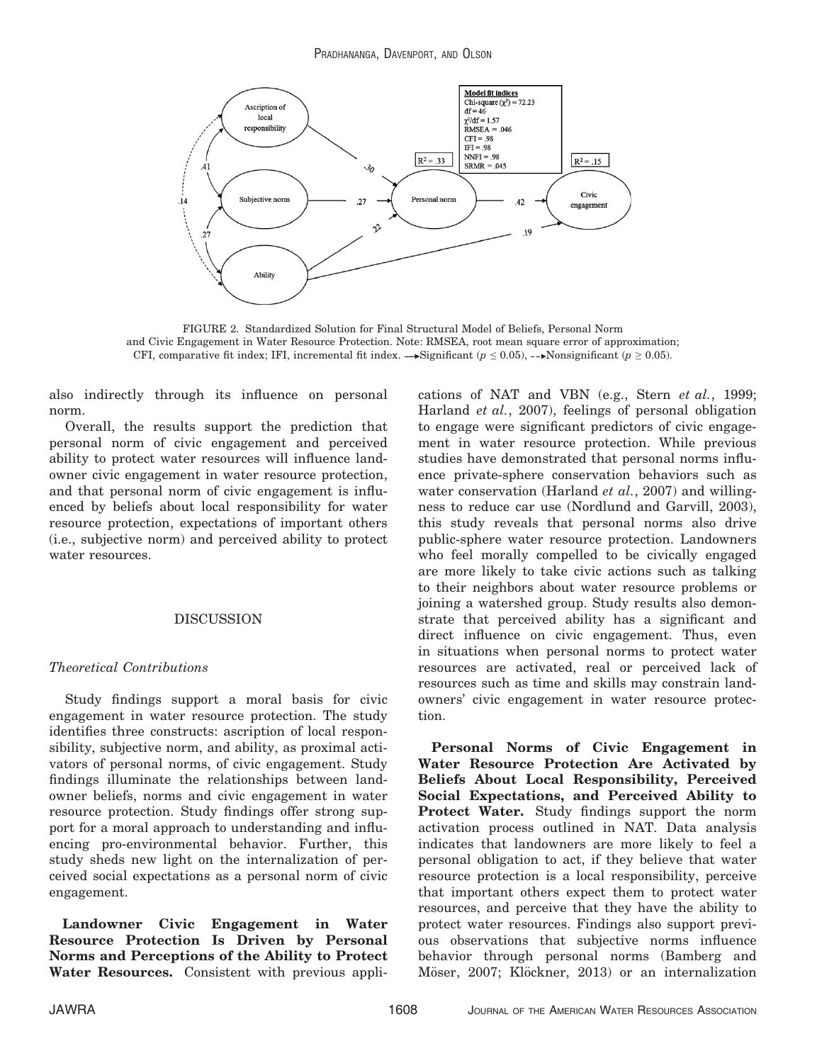Ascription of local responsibility

Subjective norm

Ability

Personal norm

Civic engagement

.41

.14

.27

.30

.27

.22

.42

.19

$R^2 = .33$

$R^2 = .15$

Model fit indices
Chi-square ($\chi^2$) = 72.23
df = 46
$\chi^2$/df = 1.57
RMSEA = .046
CFI = .98
IFI = .98
NNFI = .98
SRMR = .045

FIGURE 2. Standardized Solution for Final Structural Model of Beliefs, Personal Norm and Civic Engagement in Water Resource Protection. Note: RMSEA, root mean square error of approximation; CFI, comparative fit index; IFI, incremental fit index. →Significant ($p \leq 0.05$), - - →Nonsignificant ($p \geq 0.05$).

also indirectly through its influence on personal norm.

Overall, the results support the prediction that personal norm of civic engagement and perceived ability to protect water resources will influence landowner civic engagement in water resource protection, and that personal norm of civic engagement is influenced by beliefs about local responsibility for water resource protection, expectations of important others (i.e., subjective norm) and perceived ability to protect water resources.

## DISCUSSION

### *Theoretical Contributions*

Study findings support a moral basis for civic engagement in water resource protection. The study identifies three constructs: ascription of local responsibility, subjective norm, and ability, as proximal activators of personal norms, of civic engagement. Study findings illuminate the relationships between landowner beliefs, norms and civic engagement in water resource protection. Study findings offer strong support for a moral approach to understanding and influencing pro-environmental behavior. Further, this study sheds new light on the internalization of perceived social expectations as a personal norm of civic engagement.

**Landowner Civic Engagement in Water Resource Protection Is Driven by Personal Norms and Perceptions of the Ability to Protect Water Resources.** Consistent with previous applications of NAT and VBN (e.g., Stern *et al.*, 1999; Harland *et al.*, 2007), feelings of personal obligation to engage were significant predictors of civic engagement in water resource protection. While previous studies have demonstrated that personal norms influence private-sphere conservation behaviors such as water conservation (Harland *et al.*, 2007) and willingness to reduce car use (Nordlund and Garvill, 2003), this study reveals that personal norms also drive public-sphere water resource protection. Landowners who feel morally compelled to be civically engaged are more likely to take civic actions such as talking to their neighbors about water resource problems or joining a watershed group. Study results also demonstrate that perceived ability has a significant and direct influence on civic engagement. Thus, even in situations when personal norms to protect water resources are activated, real or perceived lack of resources such as time and skills may constrain landowners' civic engagement in water resource protection.

**Personal Norms of Civic Engagement in Water Resource Protection Are Activated by Beliefs About Local Responsibility, Perceived Social Expectations, and Perceived Ability to Protect Water.** Study findings support the norm activation process outlined in NAT. Data analysis indicates that landowners are more likely to feel a personal obligation to act, if they believe that water resource protection is a local responsibility, perceive that important others expect them to protect water resources, and perceive that they have the ability to protect water resources. Findings also support previous observations that subjective norms influence behavior through personal norms (Bamberg and Möser, 2007; Klöckner, 2013) or an internalization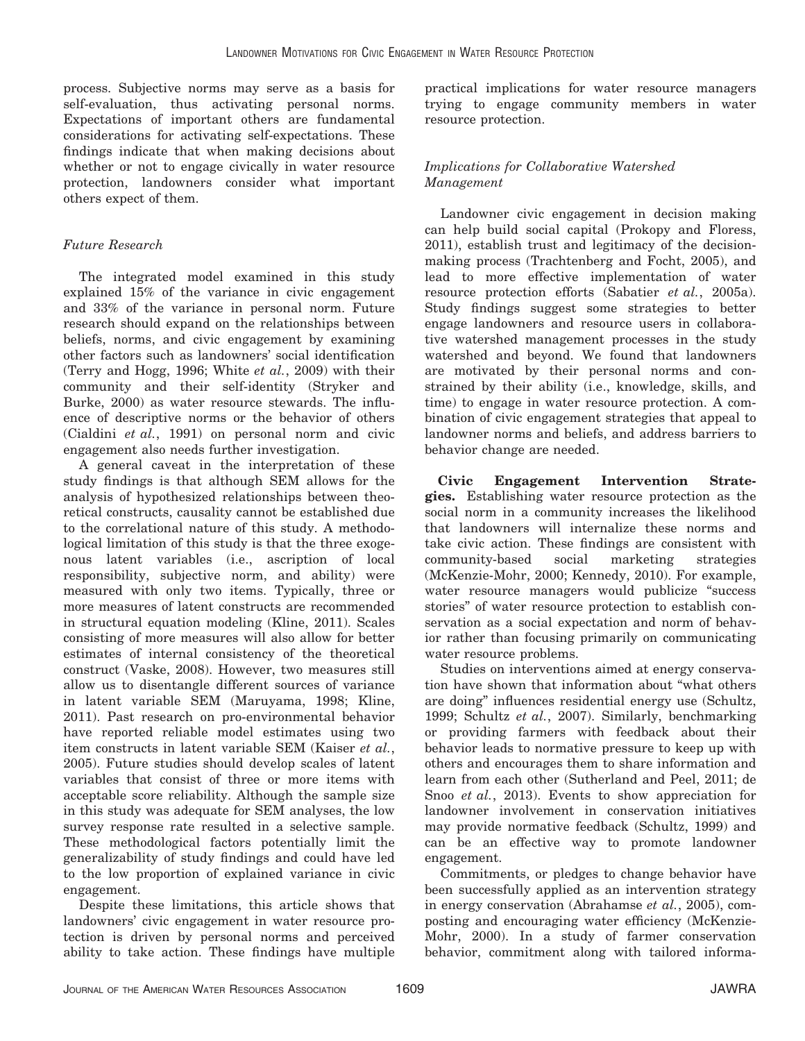process. Subjective norms may serve as a basis for self-evaluation, thus activating personal norms. Expectations of important others are fundamental considerations for activating self-expectations. These findings indicate that when making decisions about whether or not to engage civically in water resource protection, landowners consider what important others expect of them.

### *Future Research*

The integrated model examined in this study explained 15% of the variance in civic engagement and 33% of the variance in personal norm. Future research should expand on the relationships between beliefs, norms, and civic engagement by examining other factors such as landowners' social identification (Terry and Hogg, 1996; White *et al.*, 2009) with their community and their self-identity (Stryker and Burke, 2000) as water resource stewards. The influence of descriptive norms or the behavior of others (Cialdini *et al.*, 1991) on personal norm and civic engagement also needs further investigation.

A general caveat in the interpretation of these study findings is that although SEM allows for the analysis of hypothesized relationships between theoretical constructs, causality cannot be established due to the correlational nature of this study. A methodological limitation of this study is that the three exogenous latent variables (i.e., ascription of local responsibility, subjective norm, and ability) were measured with only two items. Typically, three or more measures of latent constructs are recommended in structural equation modeling (Kline, 2011). Scales consisting of more measures will also allow for better estimates of internal consistency of the theoretical construct (Vaske, 2008). However, two measures still allow us to disentangle different sources of variance in latent variable SEM (Maruyama, 1998; Kline, 2011). Past research on pro-environmental behavior have reported reliable model estimates using two item constructs in latent variable SEM (Kaiser *et al.*, 2005). Future studies should develop scales of latent variables that consist of three or more items with acceptable score reliability. Although the sample size in this study was adequate for SEM analyses, the low survey response rate resulted in a selective sample. These methodological factors potentially limit the generalizability of study findings and could have led to the low proportion of explained variance in civic engagement.

Despite these limitations, this article shows that landowners' civic engagement in water resource protection is driven by personal norms and perceived ability to take action. These findings have multiple practical implications for water resource managers trying to engage community members in water resource protection.

### *Implications for Collaborative Watershed Management*

Landowner civic engagement in decision making can help build social capital (Prokopy and Floress, 2011), establish trust and legitimacy of the decision-making process (Trachtenberg and Focht, 2005), and lead to more effective implementation of water resource protection efforts (Sabatier *et al.*, 2005a). Study findings suggest some strategies to better engage landowners and resource users in collaborative watershed management processes in the study watershed and beyond. We found that landowners are motivated by their personal norms and constrained by their ability (i.e., knowledge, skills, and time) to engage in water resource protection. A combination of civic engagement strategies that appeal to landowner norms and beliefs, and address barriers to behavior change are needed.

**Civic Engagement Intervention Strategies.** Establishing water resource protection as the social norm in a community increases the likelihood that landowners will internalize these norms and take civic action. These findings are consistent with community-based social marketing strategies (McKenzie-Mohr, 2000; Kennedy, 2010). For example, water resource managers would publicize "success stories" of water resource protection to establish conservation as a social expectation and norm of behavior rather than focusing primarily on communicating water resource problems.

Studies on interventions aimed at energy conservation have shown that information about "what others are doing" influences residential energy use (Schultz, 1999; Schultz *et al.*, 2007). Similarly, benchmarking or providing farmers with feedback about their behavior leads to normative pressure to keep up with others and encourages them to share information and learn from each other (Sutherland and Peel, 2011; de Snoo *et al.*, 2013). Events to show appreciation for landowner involvement in conservation initiatives may provide normative feedback (Schultz, 1999) and can be an effective way to promote landowner engagement.

Commitments, or pledges to change behavior have been successfully applied as an intervention strategy in energy conservation (Abrahamse *et al.*, 2005), composting and encouraging water efficiency (McKenzie-Mohr, 2000). In a study of farmer conservation behavior, commitment along with tailored informa-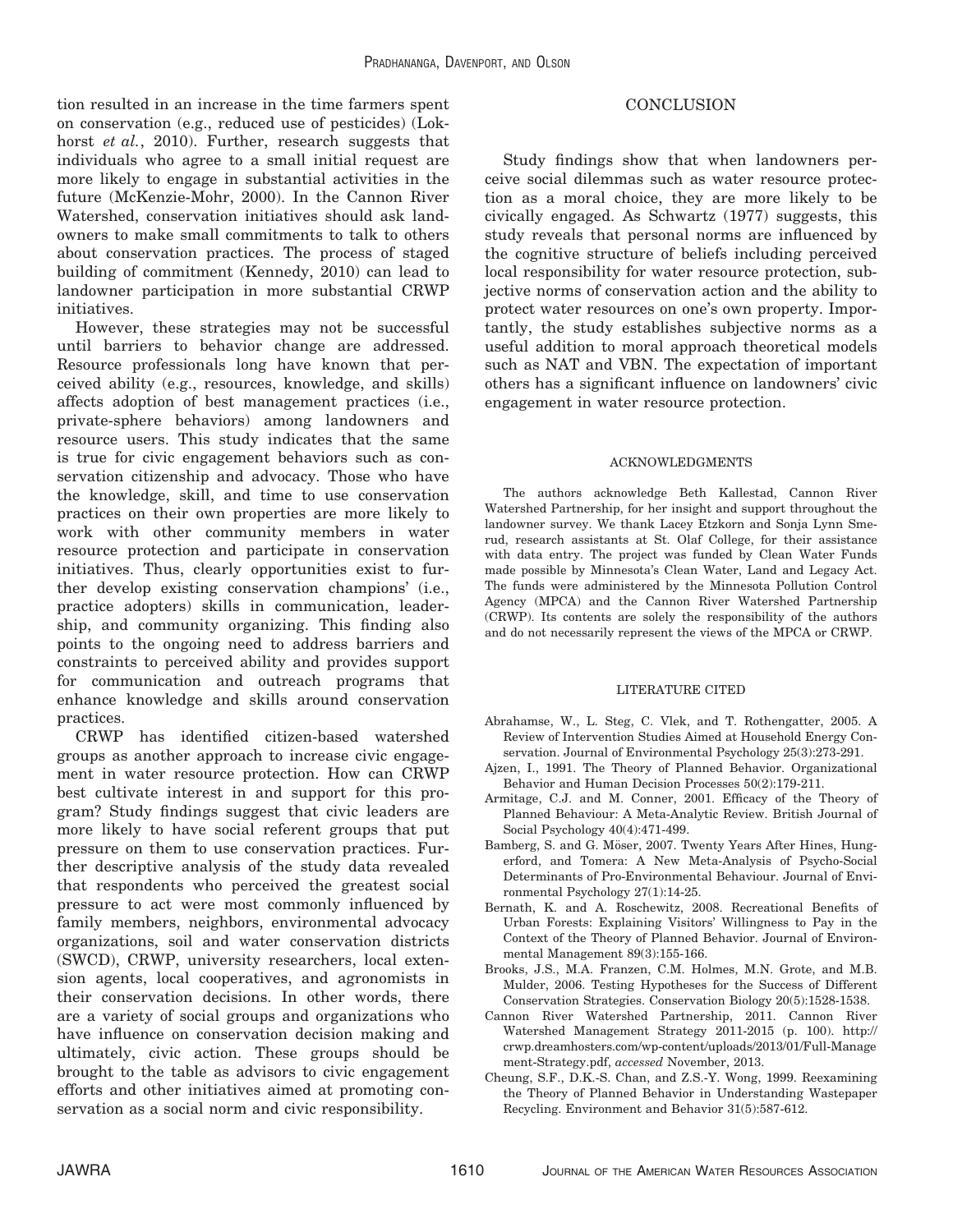tion resulted in an increase in the time farmers spent on conservation (e.g., reduced use of pesticides) (Lokhorst *et al.*, 2010). Further, research suggests that individuals who agree to a small initial request are more likely to engage in substantial activities in the future (McKenzie-Mohr, 2000). In the Cannon River Watershed, conservation initiatives should ask landowners to make small commitments to talk to others about conservation practices. The process of staged building of commitment (Kennedy, 2010) can lead to landowner participation in more substantial CRWP initiatives.

However, these strategies may not be successful until barriers to behavior change are addressed. Resource professionals long have known that perceived ability (e.g., resources, knowledge, and skills) affects adoption of best management practices (i.e., private-sphere behaviors) among landowners and resource users. This study indicates that the same is true for civic engagement behaviors such as conservation citizenship and advocacy. Those who have the knowledge, skill, and time to use conservation practices on their own properties are more likely to work with other community members in water resource protection and participate in conservation initiatives. Thus, clearly opportunities exist to further develop existing conservation champions' (i.e., practice adopters) skills in communication, leadership, and community organizing. This finding also points to the ongoing need to address barriers and constraints to perceived ability and provides support for communication and outreach programs that enhance knowledge and skills around conservation practices.

CRWP has identified citizen-based watershed groups as another approach to increase civic engagement in water resource protection. How can CRWP best cultivate interest in and support for this program? Study findings suggest that civic leaders are more likely to have social referent groups that put pressure on them to use conservation practices. Further descriptive analysis of the study data revealed that respondents who perceived the greatest social pressure to act were most commonly influenced by family members, neighbors, environmental advocacy organizations, soil and water conservation districts (SWCD), CRWP, university researchers, local extension agents, local cooperatives, and agronomists in their conservation decisions. In other words, there are a variety of social groups and organizations who have influence on conservation decision making and ultimately, civic action. These groups should be brought to the table as advisors to civic engagement efforts and other initiatives aimed at promoting conservation as a social norm and civic responsibility.

## CONCLUSION

Study findings show that when landowners perceive social dilemmas such as water resource protection as a moral choice, they are more likely to be civically engaged. As Schwartz (1977) suggests, this study reveals that personal norms are influenced by the cognitive structure of beliefs including perceived local responsibility for water resource protection, subjective norms of conservation action and the ability to protect water resources on one's own property. Importantly, the study establishes subjective norms as a useful addition to moral approach theoretical models such as NAT and VBN. The expectation of important others has a significant influence on landowners' civic engagement in water resource protection.

### ACKNOWLEDGMENTS

The authors acknowledge Beth Kallestad, Cannon River Watershed Partnership, for her insight and support throughout the landowner survey. We thank Lacey Etzkorn and Sonja Lynn Smerud, research assistants at St. Olaf College, for their assistance with data entry. The project was funded by Clean Water Funds made possible by Minnesota's Clean Water, Land and Legacy Act. The funds were administered by the Minnesota Pollution Control Agency (MPCA) and the Cannon River Watershed Partnership (CRWP). Its contents are solely the responsibility of the authors and do not necessarily represent the views of the MPCA or CRWP.

### LITERATURE CITED

Abrahamse, W., L. Steg, C. Vlek, and T. Rothengatter, 2005. A Review of Intervention Studies Aimed at Household Energy Conservation. Journal of Environmental Psychology 25(3):273-291.

Ajzen, I., 1991. The Theory of Planned Behavior. Organizational Behavior and Human Decision Processes 50(2):179-211.

Armitage, C.J. and M. Conner, 2001. Efficacy of the Theory of Planned Behaviour: A Meta-Analytic Review. British Journal of Social Psychology 40(4):471-499.

Bamberg, S. and G. Möser, 2007. Twenty Years After Hines, Hungerford, and Tomera: A New Meta-Analysis of Psycho-Social Determinants of Pro-Environmental Behaviour. Journal of Environmental Psychology 27(1):14-25.

Bernath, K. and A. Roschewitz, 2008. Recreational Benefits of Urban Forests: Explaining Visitors' Willingness to Pay in the Context of the Theory of Planned Behavior. Journal of Environmental Management 89(3):155-166.

Brooks, J.S., M.A. Franzen, C.M. Holmes, M.N. Grote, and M.B. Mulder, 2006. Testing Hypotheses for the Success of Different Conservation Strategies. Conservation Biology 20(5):1528-1538.

Cannon River Watershed Partnership, 2011. Cannon River Watershed Management Strategy 2011-2015 (p. 100). http://crwp.dreamhosters.com/wp-content/uploads/2013/01/Full-Management-Strategy.pdf, *accessed* November, 2013.

Cheung, S.F., D.K.-S. Chan, and Z.S.-Y. Wong, 1999. Reexamining the Theory of Planned Behavior in Understanding Wastepaper Recycling. Environment and Behavior 31(5):587-612.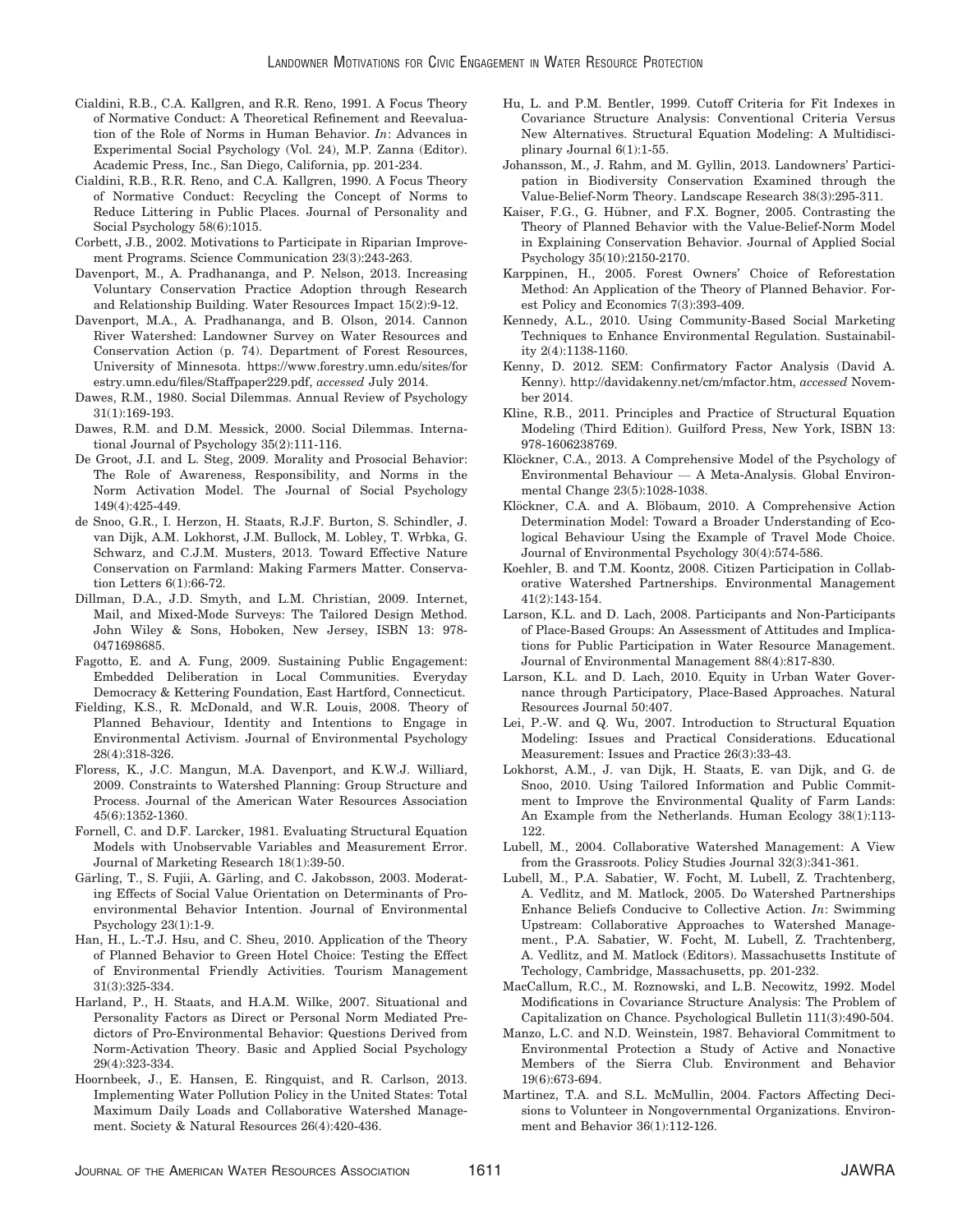Cialdini, R.B., C.A. Kallgren, and R.R. Reno, 1991. A Focus Theory of Normative Conduct: A Theoretical Refinement and Reevaluation of the Role of Norms in Human Behavior. *In*: Advances in Experimental Social Psychology (Vol. 24), M.P. Zanna (Editor). Academic Press, Inc., San Diego, California, pp. 201-234.

Cialdini, R.B., R.R. Reno, and C.A. Kallgren, 1990. A Focus Theory of Normative Conduct: Recycling the Concept of Norms to Reduce Littering in Public Places. Journal of Personality and Social Psychology 58(6):1015.

Corbett, J.B., 2002. Motivations to Participate in Riparian Improvement Programs. Science Communication 23(3):243-263.

Davenport, M., A. Pradhananga, and P. Nelson, 2013. Increasing Voluntary Conservation Practice Adoption through Research and Relationship Building. Water Resources Impact 15(2):9-12.

Davenport, M.A., A. Pradhananga, and B. Olson, 2014. Cannon River Watershed: Landowner Survey on Water Resources and Conservation Action (p. 74). Department of Forest Resources, University of Minnesota. https://www.forestry.umn.edu/sites/forestry.umn.edu/files/Staffpaper229.pdf, *accessed* July 2014.

Dawes, R.M., 1980. Social Dilemmas. Annual Review of Psychology 31(1):169-193.

Dawes, R.M. and D.M. Messick, 2000. Social Dilemmas. International Journal of Psychology 35(2):111-116.

De Groot, J.I. and L. Steg, 2009. Morality and Prosocial Behavior: The Role of Awareness, Responsibility, and Norms in the Norm Activation Model. The Journal of Social Psychology 149(4):425-449.

de Snoo, G.R., I. Herzon, H. Staats, R.J.F. Burton, S. Schindler, J. van Dijk, A.M. Lokhorst, J.M. Bullock, M. Lobley, T. Wrbka, G. Schwarz, and C.J.M. Musters, 2013. Toward Effective Nature Conservation on Farmland: Making Farmers Matter. Conservation Letters 6(1):66-72.

Dillman, D.A., J.D. Smyth, and L.M. Christian, 2009. Internet, Mail, and Mixed-Mode Surveys: The Tailored Design Method. John Wiley & Sons, Hoboken, New Jersey, ISBN 13: 978-0471698685.

Fagotto, E. and A. Fung, 2009. Sustaining Public Engagement: Embedded Deliberation in Local Communities. Everyday Democracy & Kettering Foundation, East Hartford, Connecticut.

Fielding, K.S., R. McDonald, and W.R. Louis, 2008. Theory of Planned Behaviour, Identity and Intentions to Engage in Environmental Activism. Journal of Environmental Psychology 28(4):318-326.

Floress, K., J.C. Mangun, M.A. Davenport, and K.W.J. Williard, 2009. Constraints to Watershed Planning: Group Structure and Process. Journal of the American Water Resources Association 45(6):1352-1360.

Fornell, C. and D.F. Larcker, 1981. Evaluating Structural Equation Models with Unobservable Variables and Measurement Error. Journal of Marketing Research 18(1):39-50.

Gärling, T., S. Fujii, A. Gärling, and C. Jakobsson, 2003. Moderating Effects of Social Value Orientation on Determinants of Proenvironmental Behavior Intention. Journal of Environmental Psychology 23(1):1-9.

Han, H., L.-T.J. Hsu, and C. Sheu, 2010. Application of the Theory of Planned Behavior to Green Hotel Choice: Testing the Effect of Environmental Friendly Activities. Tourism Management 31(3):325-334.

Harland, P., H. Staats, and H.A.M. Wilke, 2007. Situational and Personality Factors as Direct or Personal Norm Mediated Predictors of Pro-Environmental Behavior: Questions Derived from Norm-Activation Theory. Basic and Applied Social Psychology 29(4):323-334.

Hoornbeek, J., E. Hansen, E. Ringquist, and R. Carlson, 2013. Implementing Water Pollution Policy in the United States: Total Maximum Daily Loads and Collaborative Watershed Management. Society & Natural Resources 26(4):420-436.

Hu, L. and P.M. Bentler, 1999. Cutoff Criteria for Fit Indexes in Covariance Structure Analysis: Conventional Criteria Versus New Alternatives. Structural Equation Modeling: A Multidisciplinary Journal 6(1):1-55.

Johansson, M., J. Rahm, and M. Gyllin, 2013. Landowners' Participation in Biodiversity Conservation Examined through the Value-Belief-Norm Theory. Landscape Research 38(3):295-311.

Kaiser, F.G., G. Hübner, and F.X. Bogner, 2005. Contrasting the Theory of Planned Behavior with the Value-Belief-Norm Model in Explaining Conservation Behavior. Journal of Applied Social Psychology 35(10):2150-2170.

Karppinen, H., 2005. Forest Owners' Choice of Reforestation Method: An Application of the Theory of Planned Behavior. Forest Policy and Economics 7(3):393-409.

Kennedy, A.L., 2010. Using Community-Based Social Marketing Techniques to Enhance Environmental Regulation. Sustainability 2(4):1138-1160.

Kenny, D. 2012. SEM: Confirmatory Factor Analysis (David A. Kenny). http://davidakenny.net/cm/mfactor.htm, *accessed* November 2014.

Kline, R.B., 2011. Principles and Practice of Structural Equation Modeling (Third Edition). Guilford Press, New York, ISBN 13: 978-1606238769.

Klöckner, C.A., 2013. A Comprehensive Model of the Psychology of Environmental Behaviour — A Meta-Analysis. Global Environmental Change 23(5):1028-1038.

Klöckner, C.A. and A. Blöbaum, 2010. A Comprehensive Action Determination Model: Toward a Broader Understanding of Ecological Behaviour Using the Example of Travel Mode Choice. Journal of Environmental Psychology 30(4):574-586.

Koehler, B. and T.M. Koontz, 2008. Citizen Participation in Collaborative Watershed Partnerships. Environmental Management 41(2):143-154.

Larson, K.L. and D. Lach, 2008. Participants and Non-Participants of Place-Based Groups: An Assessment of Attitudes and Implications for Public Participation in Water Resource Management. Journal of Environmental Management 88(4):817-830.

Larson, K.L. and D. Lach, 2010. Equity in Urban Water Governance through Participatory, Place-Based Approaches. Natural Resources Journal 50:407.

Lei, P.-W. and Q. Wu, 2007. Introduction to Structural Equation Modeling: Issues and Practical Considerations. Educational Measurement: Issues and Practice 26(3):33-43.

Lokhorst, A.M., J. van Dijk, H. Staats, E. van Dijk, and G. de Snoo, 2010. Using Tailored Information and Public Commitment to Improve the Environmental Quality of Farm Lands: An Example from the Netherlands. Human Ecology 38(1):113-122.

Lubell, M., 2004. Collaborative Watershed Management: A View from the Grassroots. Policy Studies Journal 32(3):341-361.

Lubell, M., P.A. Sabatier, W. Focht, M. Lubell, Z. Trachtenberg, A. Vedlitz, and M. Matlock, 2005. Do Watershed Partnerships Enhance Beliefs Conducive to Collective Action. *In*: Swimming Upstream: Collaborative Approaches to Watershed Management., P.A. Sabatier, W. Focht, M. Lubell, Z. Trachtenberg, A. Vedlitz, and M. Matlock (Editors). Massachusetts Institute of Techology, Cambridge, Massachusetts, pp. 201-232.

MacCallum, R.C., M. Roznowski, and L.B. Necowitz, 1992. Model Modifications in Covariance Structure Analysis: The Problem of Capitalization on Chance. Psychological Bulletin 111(3):490-504.

Manzo, L.C. and N.D. Weinstein, 1987. Behavioral Commitment to Environmental Protection a Study of Active and Nonactive Members of the Sierra Club. Environment and Behavior 19(6):673-694.

Martinez, T.A. and S.L. McMullin, 2004. Factors Affecting Decisions to Volunteer in Nongovernmental Organizations. Environment and Behavior 36(1):112-126.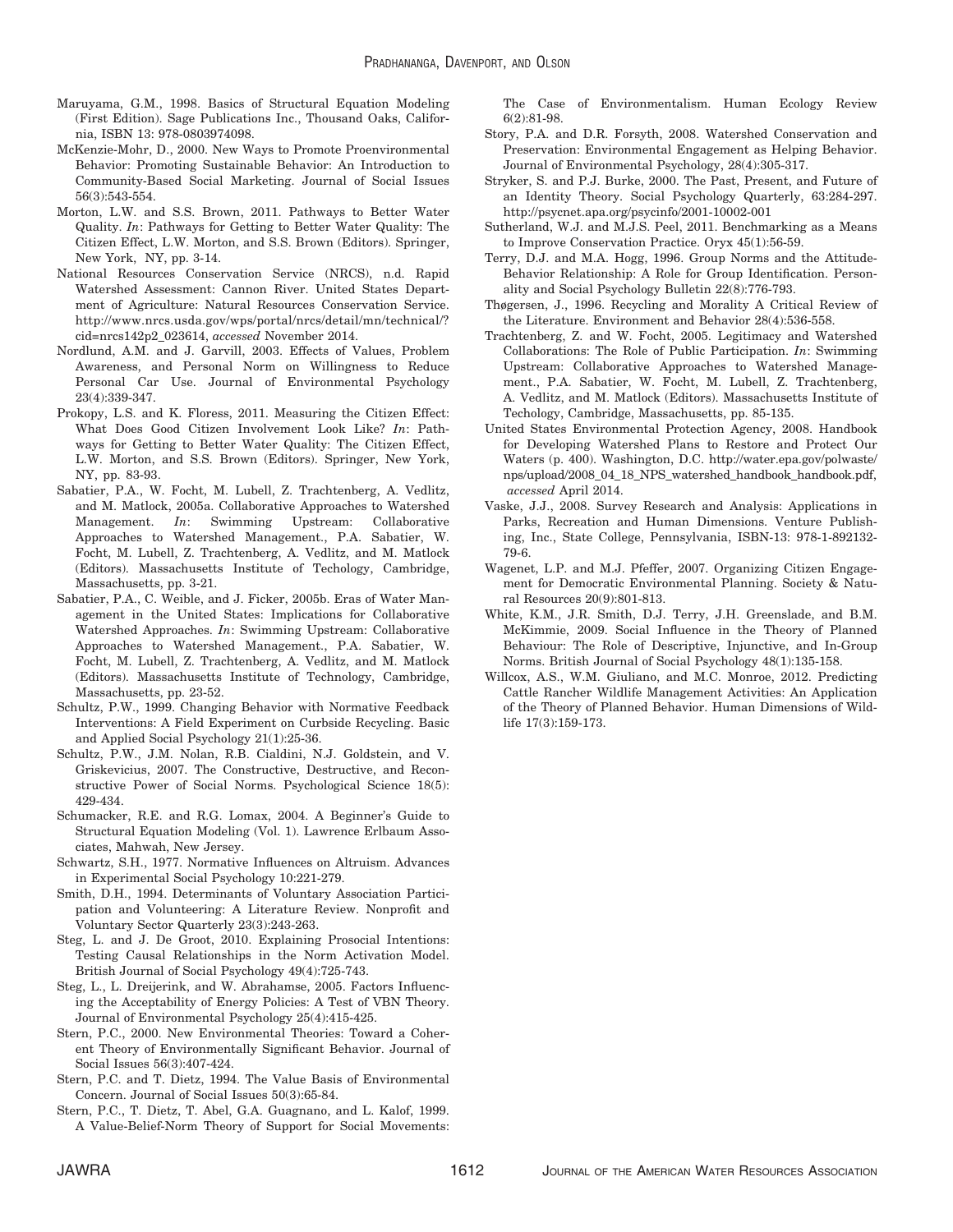Maruyama, G.M., 1998. Basics of Structural Equation Modeling (First Edition). Sage Publications Inc., Thousand Oaks, California, ISBN 13: 978-0803974098.

McKenzie-Mohr, D., 2000. New Ways to Promote Proenvironmental Behavior: Promoting Sustainable Behavior: An Introduction to Community-Based Social Marketing. Journal of Social Issues 56(3):543-554.

Morton, L.W. and S.S. Brown, 2011. Pathways to Better Water Quality. *In*: Pathways for Getting to Better Water Quality: The Citizen Effect, L.W. Morton, and S.S. Brown (Editors). Springer, New York, NY, pp. 3-14.

National Resources Conservation Service (NRCS), n.d. Rapid Watershed Assessment: Cannon River. United States Department of Agriculture: Natural Resources Conservation Service. http://www.nrcs.usda.gov/wps/portal/nrcs/detail/mn/technical/?cid=nrcs142p2_023614, *accessed* November 2014.

Nordlund, A.M. and J. Garvill, 2003. Effects of Values, Problem Awareness, and Personal Norm on Willingness to Reduce Personal Car Use. Journal of Environmental Psychology 23(4):339-347.

Prokopy, L.S. and K. Floress, 2011. Measuring the Citizen Effect: What Does Good Citizen Involvement Look Like? *In*: Pathways for Getting to Better Water Quality: The Citizen Effect, L.W. Morton, and S.S. Brown (Editors). Springer, New York, NY, pp. 83-93.

Sabatier, P.A., W. Focht, M. Lubell, Z. Trachtenberg, A. Vedlitz, and M. Matlock, 2005a. Collaborative Approaches to Watershed Management. *In*: Swimming Upstream: Collaborative Approaches to Watershed Management., P.A. Sabatier, W. Focht, M. Lubell, Z. Trachtenberg, A. Vedlitz, and M. Matlock (Editors). Massachusetts Institute of Techology, Cambridge, Massachusetts, pp. 3-21.

Sabatier, P.A., C. Weible, and J. Ficker, 2005b. Eras of Water Management in the United States: Implications for Collaborative Watershed Approaches. *In*: Swimming Upstream: Collaborative Approaches to Watershed Management., P.A. Sabatier, W. Focht, M. Lubell, Z. Trachtenberg, A. Vedlitz, and M. Matlock (Editors). Massachusetts Institute of Technology, Cambridge, Massachusetts, pp. 23-52.

Schultz, P.W., 1999. Changing Behavior with Normative Feedback Interventions: A Field Experiment on Curbside Recycling. Basic and Applied Social Psychology 21(1):25-36.

Schultz, P.W., J.M. Nolan, R.B. Cialdini, N.J. Goldstein, and V. Griskevicius, 2007. The Constructive, Destructive, and Reconstructive Power of Social Norms. Psychological Science 18(5): 429-434.

Schumacker, R.E. and R.G. Lomax, 2004. A Beginner's Guide to Structural Equation Modeling (Vol. 1). Lawrence Erlbaum Associates, Mahwah, New Jersey.

Schwartz, S.H., 1977. Normative Influences on Altruism. Advances in Experimental Social Psychology 10:221-279.

Smith, D.H., 1994. Determinants of Voluntary Association Participation and Volunteering: A Literature Review. Nonprofit and Voluntary Sector Quarterly 23(3):243-263.

Steg, L. and J. De Groot, 2010. Explaining Prosocial Intentions: Testing Causal Relationships in the Norm Activation Model. British Journal of Social Psychology 49(4):725-743.

Steg, L., L. Dreijerink, and W. Abrahamse, 2005. Factors Influencing the Acceptability of Energy Policies: A Test of VBN Theory. Journal of Environmental Psychology 25(4):415-425.

Stern, P.C., 2000. New Environmental Theories: Toward a Coherent Theory of Environmentally Significant Behavior. Journal of Social Issues 56(3):407-424.

Stern, P.C. and T. Dietz, 1994. The Value Basis of Environmental Concern. Journal of Social Issues 50(3):65-84.

Stern, P.C., T. Dietz, T. Abel, G.A. Guagnano, and L. Kalof, 1999. A Value-Belief-Norm Theory of Support for Social Movements: The Case of Environmentalism. Human Ecology Review 6(2):81-98.

Story, P.A. and D.R. Forsyth, 2008. Watershed Conservation and Preservation: Environmental Engagement as Helping Behavior. Journal of Environmental Psychology, 28(4):305-317.

Stryker, S. and P.J. Burke, 2000. The Past, Present, and Future of an Identity Theory. Social Psychology Quarterly, 63:284-297. http://psycnet.apa.org/psycinfo/2001-10002-001

Sutherland, W.J. and M.J.S. Peel, 2011. Benchmarking as a Means to Improve Conservation Practice. Oryx 45(1):56-59.

Terry, D.J. and M.A. Hogg, 1996. Group Norms and the Attitude-Behavior Relationship: A Role for Group Identification. Personality and Social Psychology Bulletin 22(8):776-793.

Thøgersen, J., 1996. Recycling and Morality A Critical Review of the Literature. Environment and Behavior 28(4):536-558.

Trachtenberg, Z. and W. Focht, 2005. Legitimacy and Watershed Collaborations: The Role of Public Participation. *In*: Swimming Upstream: Collaborative Approaches to Watershed Management., P.A. Sabatier, W. Focht, M. Lubell, Z. Trachtenberg, A. Vedlitz, and M. Matlock (Editors). Massachusetts Institute of Techology, Cambridge, Massachusetts, pp. 85-135.

United States Environmental Protection Agency, 2008. Handbook for Developing Watershed Plans to Restore and Protect Our Waters (p. 400). Washington, D.C. http://water.epa.gov/polwaste/nps/upload/2008_04_18_NPS_watershed_handbook_handbook.pdf, *accessed* April 2014.

Vaske, J.J., 2008. Survey Research and Analysis: Applications in Parks, Recreation and Human Dimensions. Venture Publishing, Inc., State College, Pennsylvania, ISBN-13: 978-1-892132-79-6.

Wagenet, L.P. and M.J. Pfeffer, 2007. Organizing Citizen Engagement for Democratic Environmental Planning. Society & Natural Resources 20(9):801-813.

White, K.M., J.R. Smith, D.J. Terry, J.H. Greenslade, and B.M. McKimmie, 2009. Social Influence in the Theory of Planned Behaviour: The Role of Descriptive, Injunctive, and In-Group Norms. British Journal of Social Psychology 48(1):135-158.

Willcox, A.S., W.M. Giuliano, and M.C. Monroe, 2012. Predicting Cattle Rancher Wildlife Management Activities: An Application of the Theory of Planned Behavior. Human Dimensions of Wildlife 17(3):159-173.